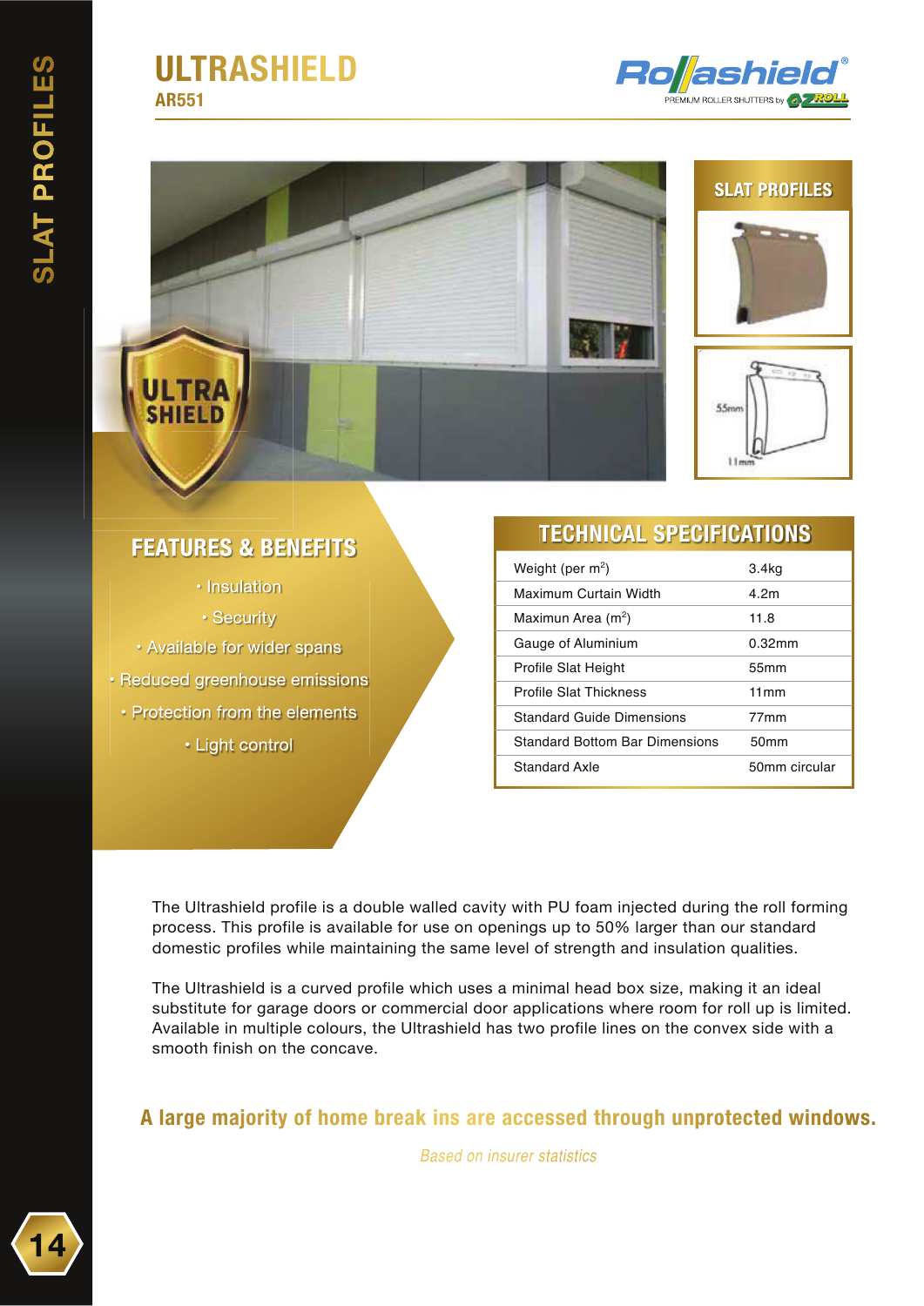# ULTRASHIELD

**AR551**

## SLAT PROFILES

## FEATURES & BENEFITS

- Insulation
- Security
- Available for wider spans
- Reduced greenhouse emissions
- Protection from the elements
- Light control

## TECHNICAL SPECIFICATIONS

| | |
|---|---|
| Weight (per $m^2$) | 3.4kg |
| Maximum Curtain Width | 4.2m |
| Maximun Area ($m^2$) | 11.8 |
| Gauge of Aluminium | 0.32mm |
| Profile Slat Height | 55mm |
| Profile Slat Thickness | 11mm |
| Standard Guide Dimensions | 77mm |
| Standard Bottom Bar Dimensions | 50mm |
| Standard Axle | 50mm circular |

The Ultrashield profile is a double walled cavity with PU foam injected during the roll forming process. This profile is available for use on openings up to 50% larger than our standard domestic profiles while maintaining the same level of strength and insulation qualities.

The Ultrashield is a curved profile which uses a minimal head box size, making it an ideal substitute for garage doors or commercial door applications where room for roll up is limited. Available in multiple colours, the Ultrashield has two profile lines on the convex side with a smooth finish on the concave.

**A large majority of home break ins are accessed through unprotected windows.**

*Based on insurer statistics*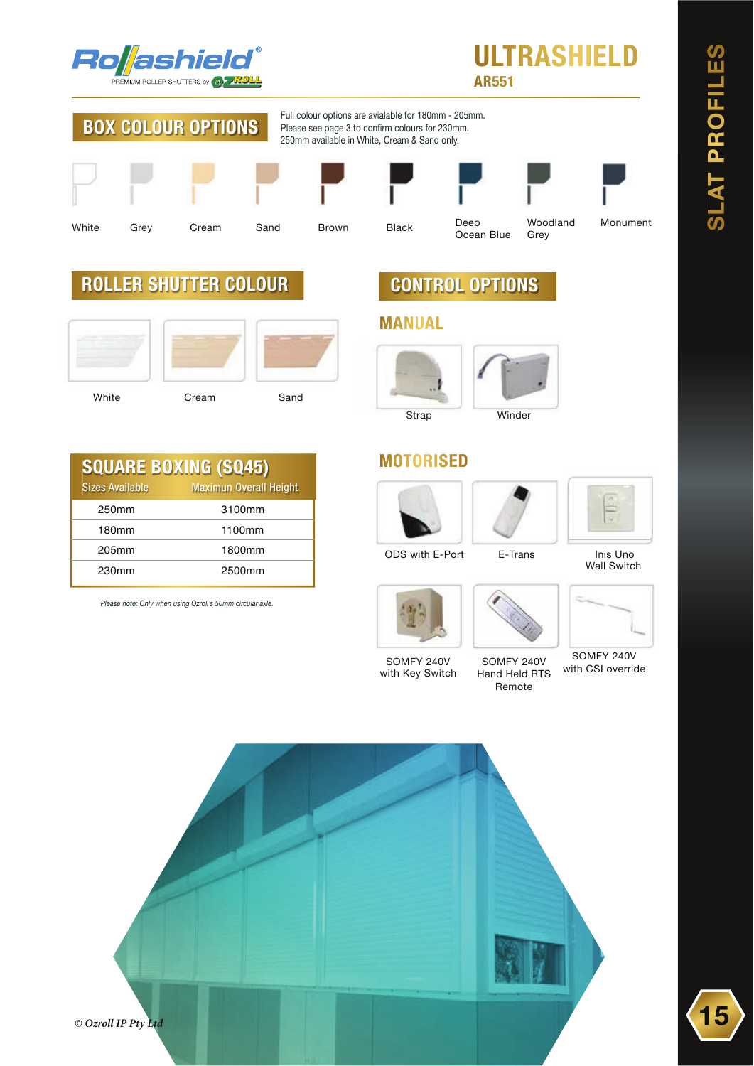# ULTRASHIELD

## AR551

## BOX COLOUR OPTIONS

Full colour options are avalable for 180mm - 205mm.
Please see page 3 to confirm colours for 230mm.
250mm available in White, Cream & Sand only.

White | Grey | Cream | Sand | Brown | Black | Deep Ocean Blue | Woodland Grey | Monument

## ROLLER SHUTTER COLOUR

White | Cream | Sand

## CONTROL OPTIONS

### MANUAL

Strap | Winder

### MOTORISED

ODS with E-Port | E-Trans | Inis Uno Wall Switch

SOMFY 240V with Key Switch | SOMFY 240V Hand Held RTS Remote | SOMFY 240V with CSI override

## SQUARE BOXING (SQ45)

| Sizes Available | Maximun Overall Height |
|---|---|
| 250mm | 3100mm |
| 180mm | 1100mm |
| 205mm | 1800mm |
| 230mm | 2500mm |

*Please note: Only when using Ozroll's 50mm circular axle.*

© Ozroll IP Pty Ltd